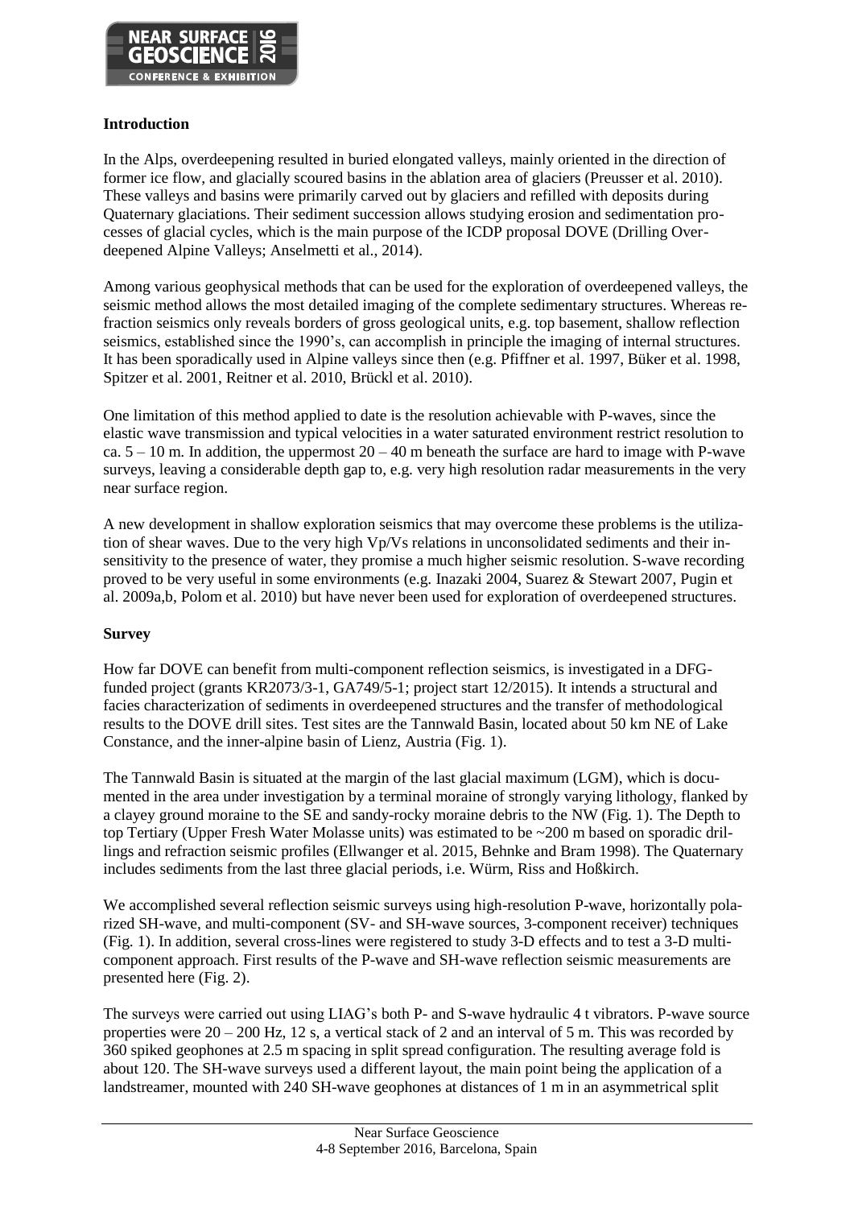## Introduction

In the Alps, overdeepening resulted in buried elongated valleys, mainly oriented in the direction of former ice flow, and glacially scoured basins in the ablation area of glaciers (Preusser et al. 2010). These valleys and basins were primarily carved out by glaciers and refilled with deposits during Quaternary glaciations. Their sediment succession allows studying erosion and sedimentation processes of glacial cycles, which is the main purpose of the ICDP proposal DOVE (Drilling Overdeepened Alpine Valleys; Anselmetti et al., 2014).

Among various geophysical methods that can be used for the exploration of overdeepened valleys, the seismic method allows the most detailed imaging of the complete sedimentary structures. Whereas refraction seismics only reveals borders of gross geological units, e.g. top basement, shallow reflection seismics, established since the 1990's, can accomplish in principle the imaging of internal structures. It has been sporadically used in Alpine valleys since then (e.g. Pfiffner et al. 1997, Büker et al. 1998, Spitzer et al. 2001, Reitner et al. 2010, Brückl et al. 2010).

One limitation of this method applied to date is the resolution achievable with P-waves, since the elastic wave transmission and typical velocities in a water saturated environment restrict resolution to ca. 5 – 10 m. In addition, the uppermost 20 – 40 m beneath the surface are hard to image with P-wave surveys, leaving a considerable depth gap to, e.g. very high resolution radar measurements in the very near surface region.

A new development in shallow exploration seismics that may overcome these problems is the utilization of shear waves. Due to the very high Vp/Vs relations in unconsolidated sediments and their insensitivity to the presence of water, they promise a much higher seismic resolution. S-wave recording proved to be very useful in some environments (e.g. Inazaki 2004, Suarez & Stewart 2007, Pugin et al. 2009a,b, Polom et al. 2010) but have never been used for exploration of overdeepened structures.

## Survey

How far DOVE can benefit from multi-component reflection seismics, is investigated in a DFG-funded project (grants KR2073/3-1, GA749/5-1; project start 12/2015). It intends a structural and facies characterization of sediments in overdeepened structures and the transfer of methodological results to the DOVE drill sites. Test sites are the Tannwald Basin, located about 50 km NE of Lake Constance, and the inner-alpine basin of Lienz, Austria (Fig. 1).

The Tannwald Basin is situated at the margin of the last glacial maximum (LGM), which is documented in the area under investigation by a terminal moraine of strongly varying lithology, flanked by a clayey ground moraine to the SE and sandy-rocky moraine debris to the NW (Fig. 1). The Depth to top Tertiary (Upper Fresh Water Molasse units) was estimated to be ~200 m based on sporadic drillings and refraction seismic profiles (Ellwanger et al. 2015, Behnke and Bram 1998). The Quaternary includes sediments from the last three glacial periods, i.e. Würm, Riss and Hoßkirch.

We accomplished several reflection seismic surveys using high-resolution P-wave, horizontally polarized SH-wave, and multi-component (SV- and SH-wave sources, 3-component receiver) techniques (Fig. 1). In addition, several cross-lines were registered to study 3-D effects and to test a 3-D multi-component approach. First results of the P-wave and SH-wave reflection seismic measurements are presented here (Fig. 2).

The surveys were carried out using LIAG's both P- and S-wave hydraulic 4 t vibrators. P-wave source properties were 20 – 200 Hz, 12 s, a vertical stack of 2 and an interval of 5 m. This was recorded by 360 spiked geophones at 2.5 m spacing in split spread configuration. The resulting average fold is about 120. The SH-wave surveys used a different layout, the main point being the application of a landstreamer, mounted with 240 SH-wave geophones at distances of 1 m in an asymmetrical split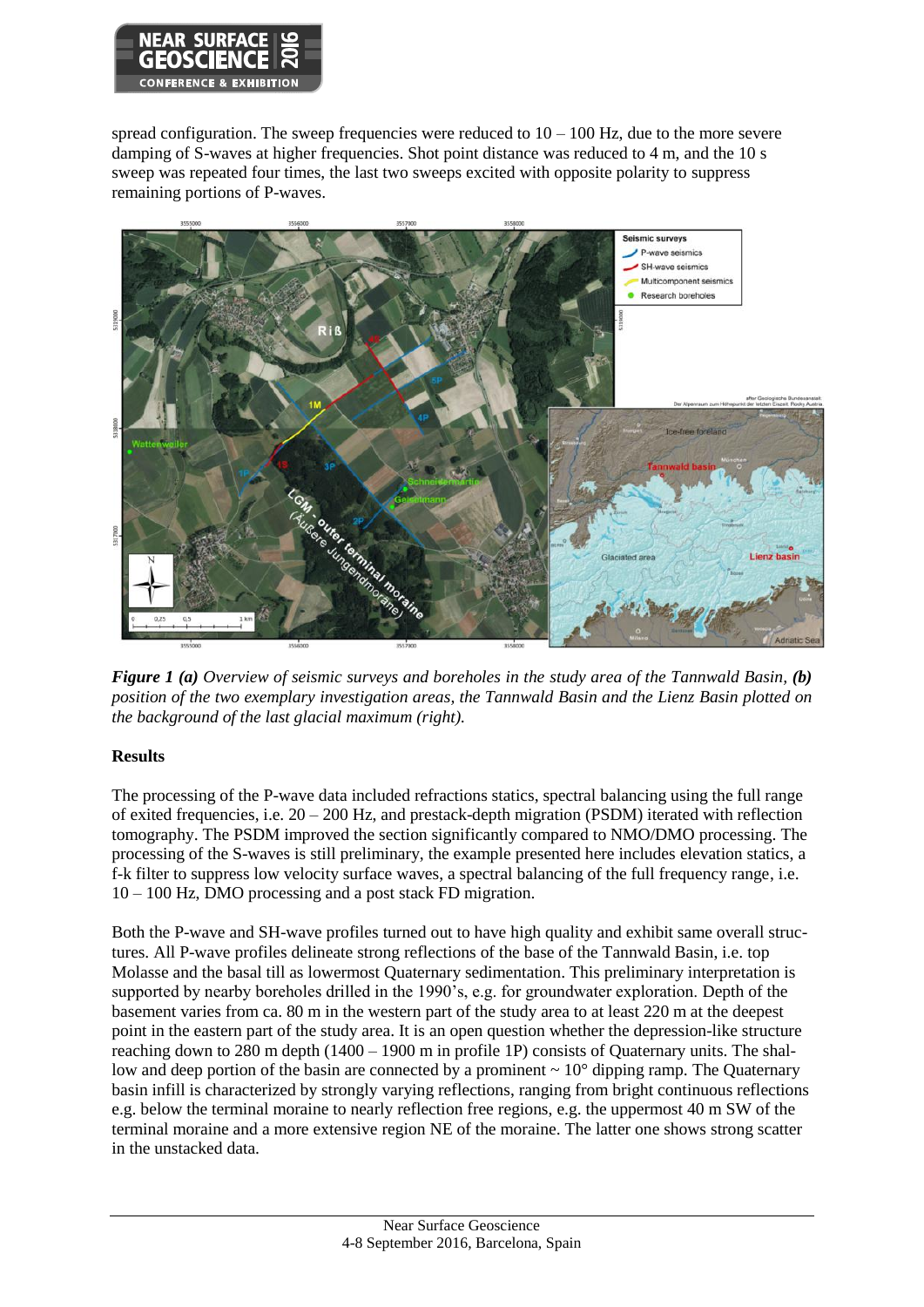spread configuration. The sweep frequencies were reduced to 10 – 100 Hz, due to the more severe damping of S-waves at higher frequencies. Shot point distance was reduced to 4 m, and the 10 s sweep was repeated four times, the last two sweeps excited with opposite polarity to suppress remaining portions of P-waves.

***Figure 1 (a)** Overview of seismic surveys and boreholes in the study area of the Tannwald Basin, **(b)** position of the two exemplary investigation areas, the Tannwald Basin and the Lienz Basin plotted on the background of the last glacial maximum (right).*

## Results

The processing of the P-wave data included refractions statics, spectral balancing using the full range of exited frequencies, i.e. 20 – 200 Hz, and prestack-depth migration (PSDM) iterated with reflection tomography. The PSDM improved the section significantly compared to NMO/DMO processing. The processing of the S-waves is still preliminary, the example presented here includes elevation statics, a f-k filter to suppress low velocity surface waves, a spectral balancing of the full frequency range, i.e. 10 – 100 Hz, DMO processing and a post stack FD migration.

Both the P-wave and SH-wave profiles turned out to have high quality and exhibit same overall structures. All P-wave profiles delineate strong reflections of the base of the Tannwald Basin, i.e. top Molasse and the basal till as lowermost Quaternary sedimentation. This preliminary interpretation is supported by nearby boreholes drilled in the 1990's, e.g. for groundwater exploration. Depth of the basement varies from ca. 80 m in the western part of the study area to at least 220 m at the deepest point in the eastern part of the study area. It is an open question whether the depression-like structure reaching down to 280 m depth (1400 – 1900 m in profile 1P) consists of Quaternary units. The shallow and deep portion of the basin are connected by a prominent ~ 10° dipping ramp. The Quaternary basin infill is characterized by strongly varying reflections, ranging from bright continuous reflections e.g. below the terminal moraine to nearly reflection free regions, e.g. the uppermost 40 m SW of the terminal moraine and a more extensive region NE of the moraine. The latter one shows strong scatter in the unstacked data.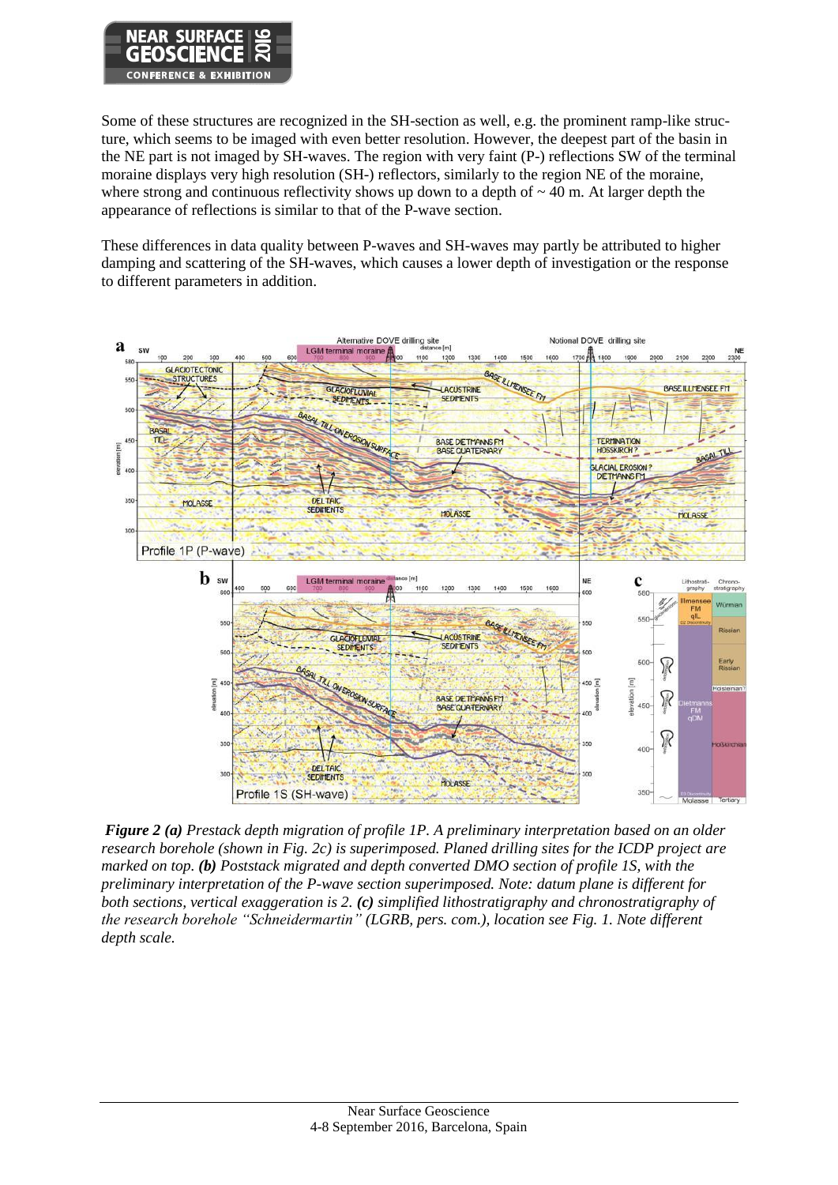Some of these structures are recognized in the SH-section as well, e.g. the prominent ramp-like structure, which seems to be imaged with even better resolution. However, the deepest part of the basin in the NE part is not imaged by SH-waves. The region with very faint (P-) reflections SW of the terminal moraine displays very high resolution (SH-) reflectors, similarly to the region NE of the moraine, where strong and continuous reflectivity shows up down to a depth of ~ 40 m. At larger depth the appearance of reflections is similar to that of the P-wave section.

These differences in data quality between P-waves and SH-waves may partly be attributed to higher damping and scattering of the SH-waves, which causes a lower depth of investigation or the response to different parameters in addition.

***Figure 2 (a)*** *Prestack depth migration of profile 1P. A preliminary interpretation based on an older research borehole (shown in Fig. 2c) is superimposed. Planed drilling sites for the ICDP project are marked on top.* ***(b)*** *Poststack migrated and depth converted DMO section of profile 1S, with the preliminary interpretation of the P-wave section superimposed. Note: datum plane is different for both sections, vertical exaggeration is 2.* ***(c)*** *simplified lithostratigraphy and chronostratigraphy of the research borehole "Schneidermartin" (LGRB, pers. com.), location see Fig. 1. Note different depth scale.*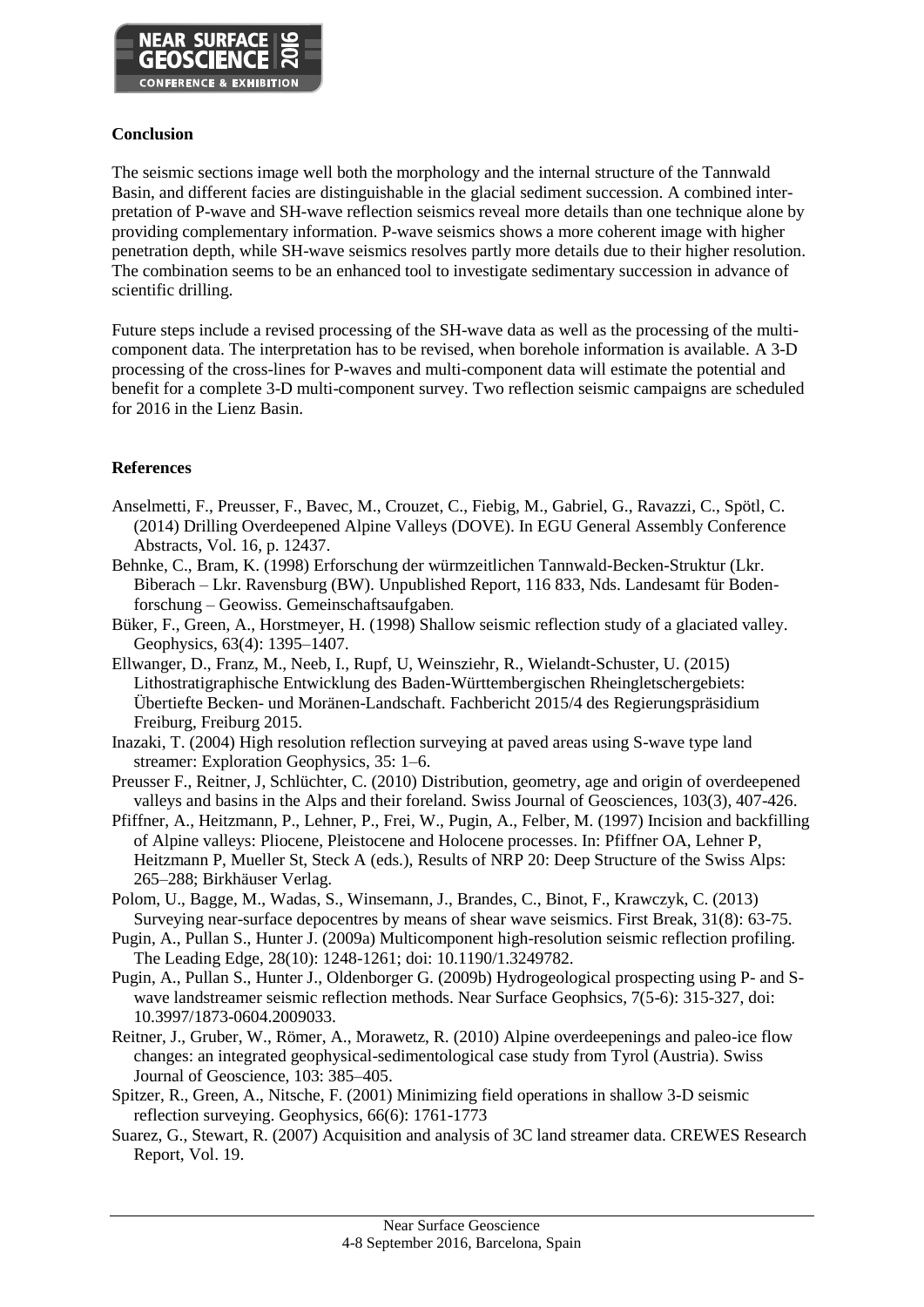## Conclusion

The seismic sections image well both the morphology and the internal structure of the Tannwald Basin, and different facies are distinguishable in the glacial sediment succession. A combined interpretation of P-wave and SH-wave reflection seismics reveal more details than one technique alone by providing complementary information. P-wave seismics shows a more coherent image with higher penetration depth, while SH-wave seismics resolves partly more details due to their higher resolution. The combination seems to be an enhanced tool to investigate sedimentary succession in advance of scientific drilling.

Future steps include a revised processing of the SH-wave data as well as the processing of the multi-component data. The interpretation has to be revised, when borehole information is available. A 3-D processing of the cross-lines for P-waves and multi-component data will estimate the potential and benefit for a complete 3-D multi-component survey. Two reflection seismic campaigns are scheduled for 2016 in the Lienz Basin.

## References

Anselmetti, F., Preusser, F., Bavec, M., Crouzet, C., Fiebig, M., Gabriel, G., Ravazzi, C., Spötl, C. (2014) Drilling Overdeepened Alpine Valleys (DOVE). In EGU General Assembly Conference Abstracts, Vol. 16, p. 12437.

Behnke, C., Bram, K. (1998) Erforschung der würmzeitlichen Tannwald-Becken-Struktur (Lkr. Biberach – Lkr. Ravensburg (BW). Unpublished Report, 116 833, Nds. Landesamt für Bodenforschung – Geowiss. Gemeinschaftsaufgaben.

Büker, F., Green, A., Horstmeyer, H. (1998) Shallow seismic reflection study of a glaciated valley. Geophysics, 63(4): 1395–1407.

Ellwanger, D., Franz, M., Neeb, I., Rupf, U, Weinsziehr, R., Wielandt-Schuster, U. (2015) Lithostratigraphische Entwicklung des Baden-Württembergischen Rheingletschergebiets: Übertiefte Becken- und Moränen-Landschaft. Fachbericht 2015/4 des Regierungspräsidium Freiburg, Freiburg 2015.

Inazaki, T. (2004) High resolution reflection surveying at paved areas using S-wave type land streamer: Exploration Geophysics, 35: 1–6.

Preusser F., Reitner, J, Schlüchter, C. (2010) Distribution, geometry, age and origin of overdeepened valleys and basins in the Alps and their foreland. Swiss Journal of Geosciences, 103(3), 407-426.

Pfiffner, A., Heitzmann, P., Lehner, P., Frei, W., Pugin, A., Felber, M. (1997) Incision and backfilling of Alpine valleys: Pliocene, Pleistocene and Holocene processes. In: Pfiffner OA, Lehner P, Heitzmann P, Mueller St, Steck A (eds.), Results of NRP 20: Deep Structure of the Swiss Alps: 265–288; Birkhäuser Verlag.

Polom, U., Bagge, M., Wadas, S., Winsemann, J., Brandes, C., Binot, F., Krawczyk, C. (2013) Surveying near-surface depocentres by means of shear wave seismics. First Break, 31(8): 63-75.

Pugin, A., Pullan S., Hunter J. (2009a) Multicomponent high-resolution seismic reflection profiling. The Leading Edge, 28(10): 1248-1261; doi: 10.1190/1.3249782.

Pugin, A., Pullan S., Hunter J., Oldenborger G. (2009b) Hydrogeological prospecting using P- and S-wave landstreamer seismic reflection methods. Near Surface Geophsics, 7(5-6): 315-327, doi: 10.3997/1873-0604.2009033.

Reitner, J., Gruber, W., Römer, A., Morawetz, R. (2010) Alpine overdeepenings and paleo-ice flow changes: an integrated geophysical-sedimentological case study from Tyrol (Austria). Swiss Journal of Geoscience, 103: 385–405.

Spitzer, R., Green, A., Nitsche, F. (2001) Minimizing field operations in shallow 3-D seismic reflection surveying. Geophysics, 66(6): 1761-1773

Suarez, G., Stewart, R. (2007) Acquisition and analysis of 3C land streamer data. CREWES Research Report, Vol. 19.